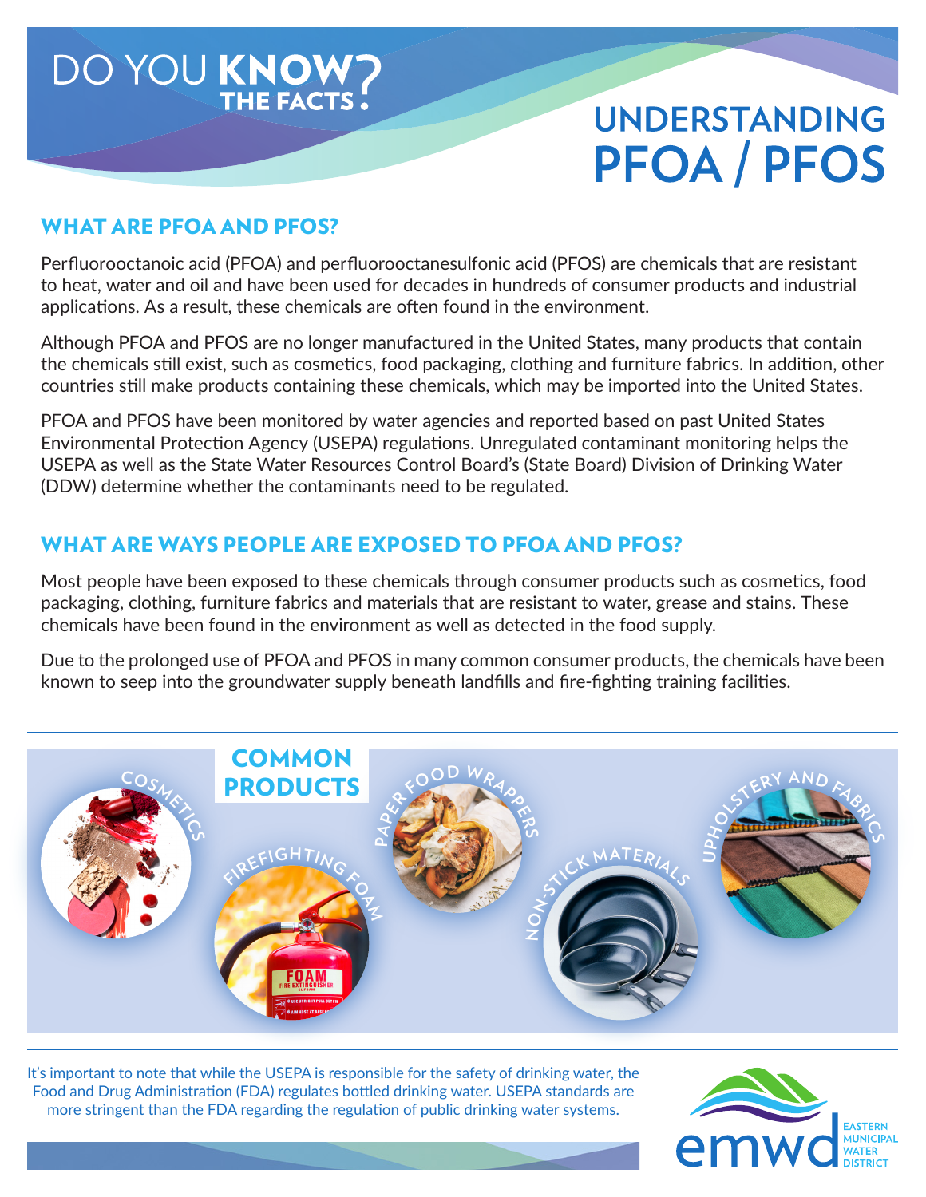DO YOU **KNOW THE FACTS?**

# UNDERSTANDING PFOA / PFOS

## WHAT ARE PFOA AND PFOS?

Perfluorooctanoic acid (PFOA) and perfluorooctanesulfonic acid (PFOS) are chemicals that are resistant to heat, water and oil and have been used for decades in hundreds of consumer products and industrial applications. As a result, these chemicals are often found in the environment.

Although PFOA and PFOS are no longer manufactured in the United States, many products that contain the chemicals still exist, such as cosmetics, food packaging, clothing and furniture fabrics. In addition, other countries still make products containing these chemicals, which may be imported into the United States.

PFOA and PFOS have been monitored by water agencies and reported based on past United States Environmental Protection Agency (USEPA) regulations. Unregulated contaminant monitoring helps the USEPA as well as the State Water Resources Control Board's (State Board) Division of Drinking Water (DDW) determine whether the contaminants need to be regulated.

## WHAT ARE WAYS PEOPLE ARE EXPOSED TO PFOA AND PFOS?

Most people have been exposed to these chemicals through consumer products such as cosmetics, food packaging, clothing, furniture fabrics and materials that are resistant to water, grease and stains. These chemicals have been found in the environment as well as detected in the food supply.

Due to the prolonged use of PFOA and PFOS in many common consumer products, the chemicals have been known to seep into the groundwater supply beneath landfills and fire-fighting training facilities.

## COMMON PRODUCTS

- Cosmetics
- Firefighting Foam
- Paper Food Wrappers
- Non-Stick Materials
- Upholstery and Fabrics

It's important to note that while the USEPA is responsible for the safety of drinking water, the Food and Drug Administration (FDA) regulates bottled drinking water. USEPA standards are more stringent than the FDA regarding the regulation of public drinking water systems.

emwd EASTERN MUNICIPAL WATER DISTRICT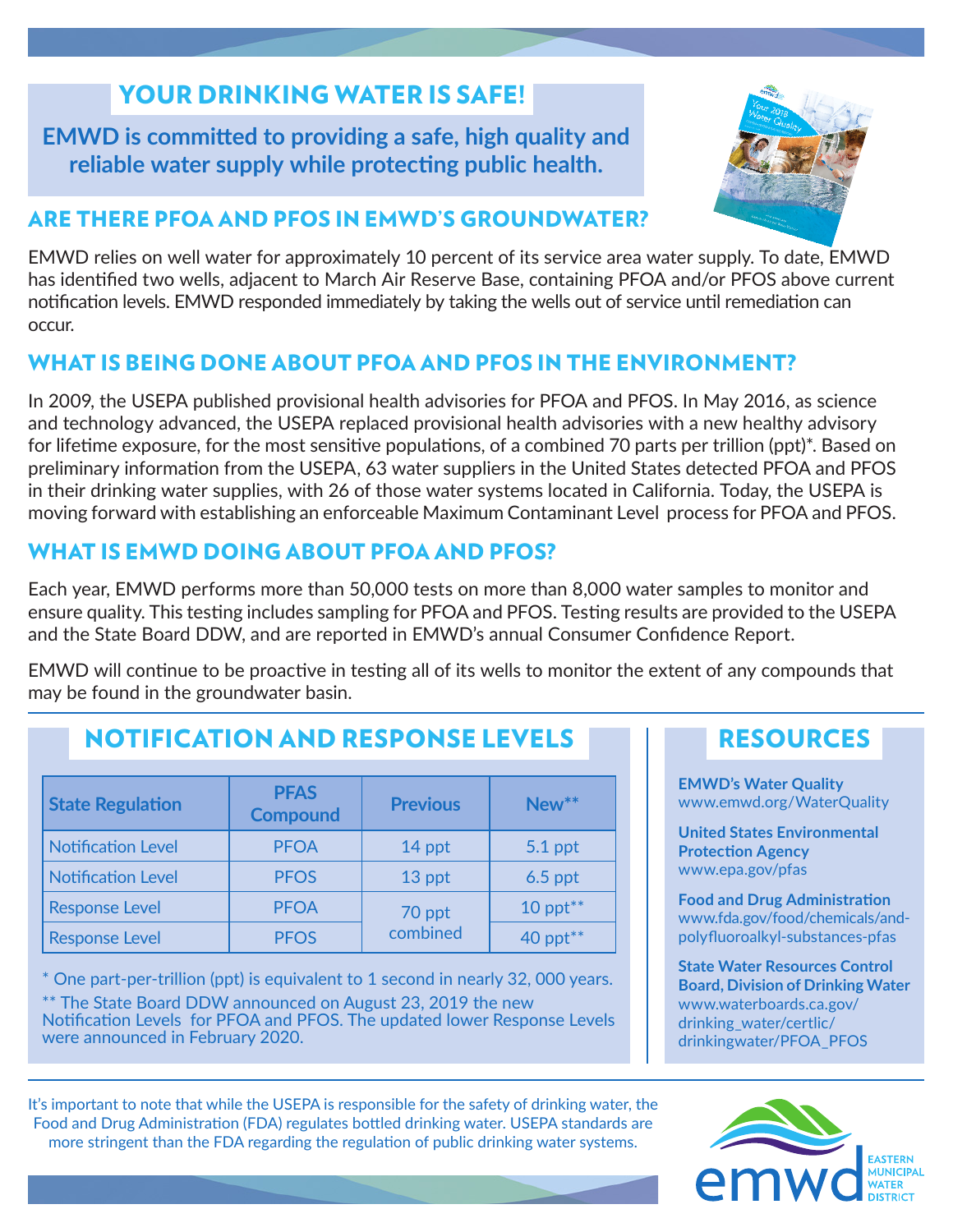## YOUR DRINKING WATER IS SAFE!

**EMWD is committed to providing a safe, high quality and reliable water supply while protecting public health.**

## ARE THERE PFOA AND PFOS IN EMWD'S GROUNDWATER?

EMWD relies on well water for approximately 10 percent of its service area water supply. To date, EMWD has identified two wells, adjacent to March Air Reserve Base, containing PFOA and/or PFOS above current notification levels. EMWD responded immediately by taking the wells out of service until remediation can occur.

## WHAT IS BEING DONE ABOUT PFOA AND PFOS IN THE ENVIRONMENT?

In 2009, the USEPA published provisional health advisories for PFOA and PFOS. In May 2016, as science and technology advanced, the USEPA replaced provisional health advisories with a new healthy advisory for lifetime exposure, for the most sensitive populations, of a combined 70 parts per trillion (ppt)*. Based on preliminary information from the USEPA, 63 water suppliers in the United States detected PFOA and PFOS in their drinking water supplies, with 26 of those water systems located in California. Today, the USEPA is moving forward with establishing an enforceable Maximum Contaminant Level process for PFOA and PFOS.

## WHAT IS EMWD DOING ABOUT PFOA AND PFOS?

Each year, EMWD performs more than 50,000 tests on more than 8,000 water samples to monitor and ensure quality. This testing includes sampling for PFOA and PFOS. Testing results are provided to the USEPA and the State Board DDW, and are reported in EMWD's annual Consumer Confidence Report.

EMWD will continue to be proactive in testing all of its wells to monitor the extent of any compounds that may be found in the groundwater basin.

## NOTIFICATION AND RESPONSE LEVELS

| State Regulation | PFAS Compound | Previous | New** |
|---|---|---|---|
| Notification Level | PFOA | 14 ppt | 5.1 ppt |
| Notification Level | PFOS | 13 ppt | 6.5 ppt |
| Response Level | PFOA | 70 ppt combined | 10 ppt** |
| Response Level | PFOS | | 40 ppt** |

* One part-per-trillion (ppt) is equivalent to 1 second in nearly 32, 000 years.

** The State Board DDW announced on August 23, 2019 the new Notification Levels for PFOA and PFOS. The updated lower Response Levels were announced in February 2020.

## RESOURCES

**EMWD's Water Quality**
www.emwd.org/WaterQuality

**United States Environmental Protection Agency**
www.epa.gov/pfas

**Food and Drug Administration**
www.fda.gov/food/chemicals/and-polyfluoroalkyl-substances-pfas

**State Water Resources Control Board, Division of Drinking Water**
www.waterboards.ca.gov/drinking_water/certlic/drinkingwater/PFOA_PFOS

It's important to note that while the USEPA is responsible for the safety of drinking water, the Food and Drug Administration (FDA) regulates bottled drinking water. USEPA standards are more stringent than the FDA regarding the regulation of public drinking water systems.

emwd EASTERN MUNICIPAL WATER DISTRICT